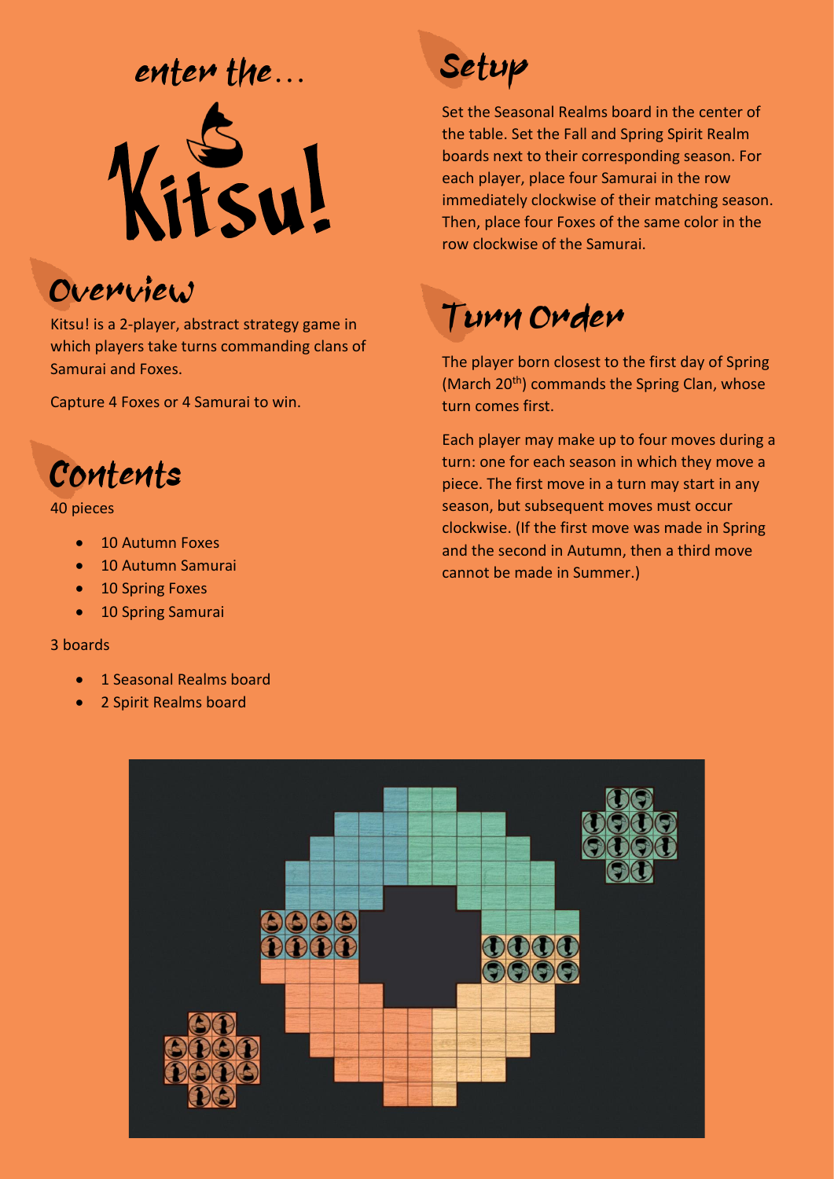enter the…

# Kitsu!

## Overview

Kitsu! is a 2-player, abstract strategy game in which players take turns commanding clans of Samurai and Foxes.

Capture 4 Foxes or 4 Samurai to win.

## Contents

40 pieces

- 10 Autumn Foxes
- 10 Autumn Samurai
- 10 Spring Foxes
- 10 Spring Samurai

3 boards

- 1 Seasonal Realms board
- 2 Spirit Realms board

## Setup

Set the Seasonal Realms board in the center of the table. Set the Fall and Spring Spirit Realm boards next to their corresponding season. For each player, place four Samurai in the row immediately clockwise of their matching season. Then, place four Foxes of the same color in the row clockwise of the Samurai.

## Turn Order

The player born closest to the first day of Spring (March 20th) commands the Spring Clan, whose turn comes first.

Each player may make up to four moves during a turn: one for each season in which they move a piece. The first move in a turn may start in any season, but subsequent moves must occur clockwise. (If the first move was made in Spring and the second in Autumn, then a third move cannot be made in Summer.)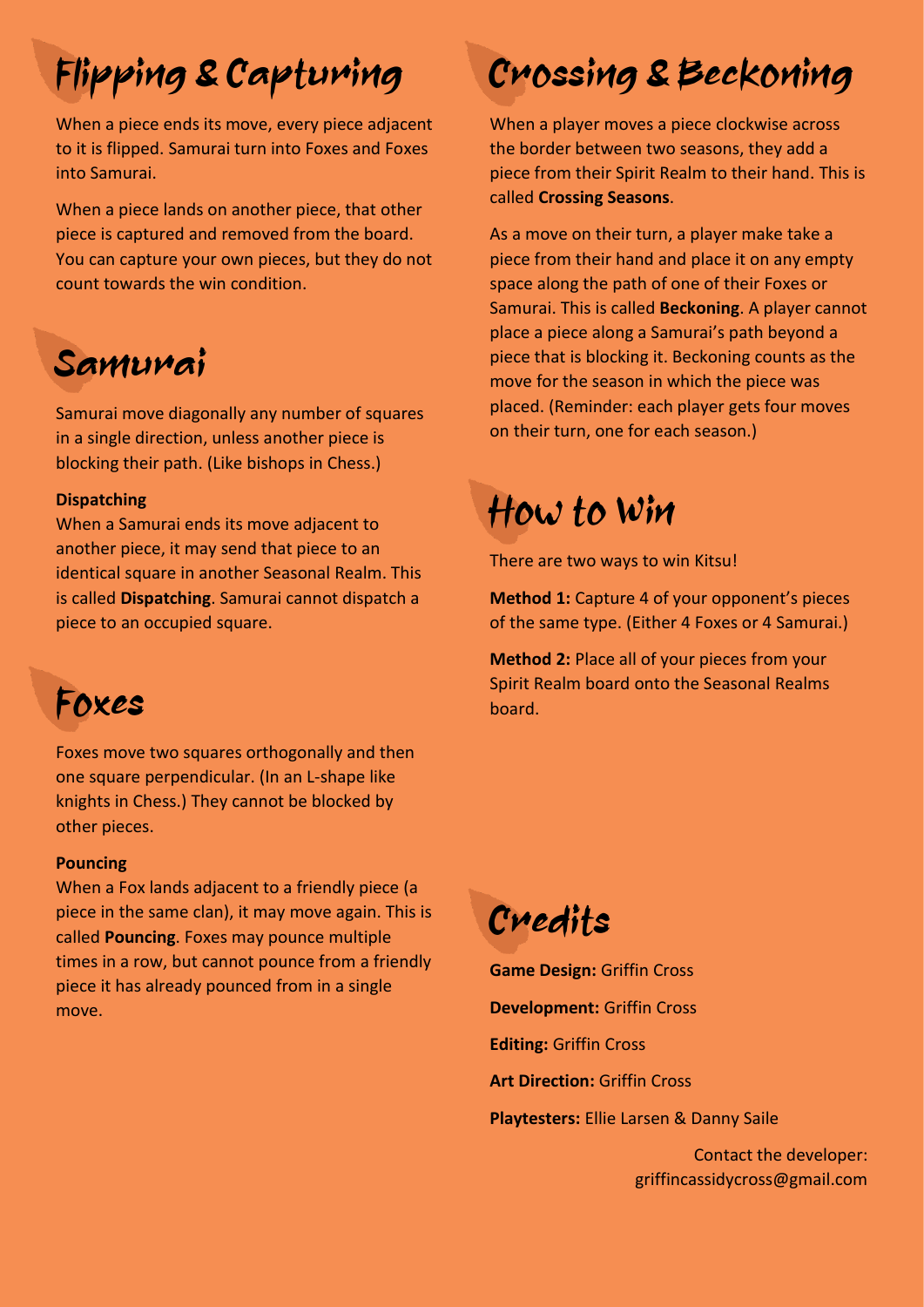# Flipping & Capturing

When a piece ends its move, every piece adjacent to it is flipped. Samurai turn into Foxes and Foxes into Samurai.

When a piece lands on another piece, that other piece is captured and removed from the board. You can capture your own pieces, but they do not count towards the win condition.

# Samurai

Samurai move diagonally any number of squares in a single direction, unless another piece is blocking their path. (Like bishops in Chess.)

**Dispatching**

When a Samurai ends its move adjacent to another piece, it may send that piece to an identical square in another Seasonal Realm. This is called **Dispatching**. Samurai cannot dispatch a piece to an occupied square.

# Foxes

Foxes move two squares orthogonally and then one square perpendicular. (In an L-shape like knights in Chess.) They cannot be blocked by other pieces.

**Pouncing**

When a Fox lands adjacent to a friendly piece (a piece in the same clan), it may move again. This is called **Pouncing**. Foxes may pounce multiple times in a row, but cannot pounce from a friendly piece it has already pounced from in a single move.

# Crossing & Beckoning

When a player moves a piece clockwise across the border between two seasons, they add a piece from their Spirit Realm to their hand. This is called **Crossing Seasons**.

As a move on their turn, a player make take a piece from their hand and place it on any empty space along the path of one of their Foxes or Samurai. This is called **Beckoning**. A player cannot place a piece along a Samurai's path beyond a piece that is blocking it. Beckoning counts as the move for the season in which the piece was placed. (Reminder: each player gets four moves on their turn, one for each season.)

# How to Win

There are two ways to win Kitsu!

**Method 1:** Capture 4 of your opponent's pieces of the same type. (Either 4 Foxes or 4 Samurai.)

**Method 2:** Place all of your pieces from your Spirit Realm board onto the Seasonal Realms board.

# Credits

**Game Design:** Griffin Cross

**Development:** Griffin Cross

**Editing:** Griffin Cross

**Art Direction:** Griffin Cross

**Playtesters:** Ellie Larsen & Danny Saile

Contact the developer:
griffincassidycross@gmail.com